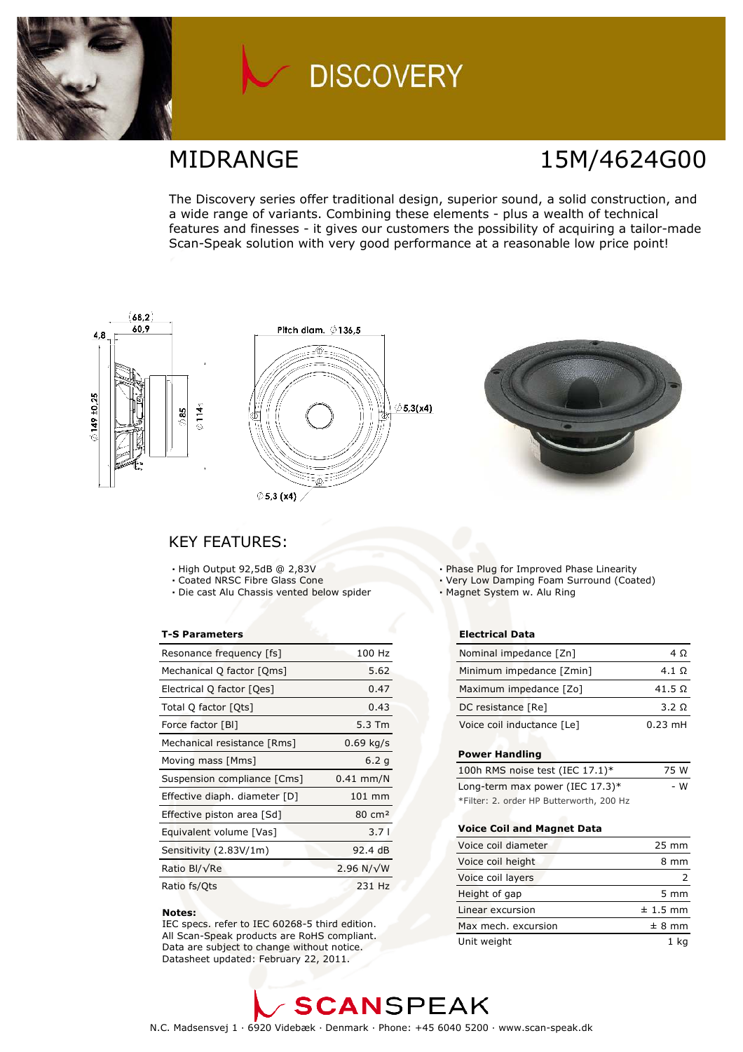# DISCOVERY

## MIDRANGE

## 15M/4624G00

The Discovery series offer traditional design, superior sound, a solid construction, and a wide range of variants. Combining these elements - plus a wealth of technical features and finesses - it gives our customers the possibility of acquiring a tailor-made Scan-Speak solution with very good performance at a reasonable low price point!

## KEY FEATURES:

- High Output 92,5dB @ 2,83V
- Coated NRSC Fibre Glass Cone
- Die cast Alu Chassis vented below spider
- Phase Plug for Improved Phase Linearity
- Very Low Damping Foam Surround (Coated)
- Magnet System w. Alu Ring

### T-S Parameters

| Parameter | Value |
|---|---|
| Resonance frequency [fs] | 100 Hz |
| Mechanical Q factor [Qms] | 5.62 |
| Electrical Q factor [Qes] | 0.47 |
| Total Q factor [Qts] | 0.43 |
| Force factor [Bl] | 5.3 Tm |
| Mechanical resistance [Rms] | 0.69 kg/s |
| Moving mass [Mms] | 6.2 g |
| Suspension compliance [Cms] | 0.41 mm/N |
| Effective diaph. diameter [D] | 101 mm |
| Effective piston area [Sd] | 80 cm² |
| Equivalent volume [Vas] | 3.7 l |
| Sensitivity (2.83V/1m) | 92.4 dB |
| Ratio Bl/√Re | 2.96 N/√W |
| Ratio fs/Qts | 231 Hz |

**Notes:**
IEC specs. refer to IEC 60268-5 third edition.
All Scan-Speak products are RoHS compliant.
Data are subject to change without notice.
Datasheet updated: February 22, 2011.

### Electrical Data

| Parameter | Value |
|---|---|
| Nominal impedance [Zn] | 4 Ω |
| Minimum impedance [Zmin] | 4.1 Ω |
| Maximum impedance [Zo] | 41.5 Ω |
| DC resistance [Re] | 3.2 Ω |
| Voice coil inductance [Le] | 0.23 mH |

### Power Handling

| Parameter | Value |
|---|---|
| 100h RMS noise test (IEC 17.1)* | 75 W |
| Long-term max power (IEC 17.3)* | - W |

*Filter: 2. order HP Butterworth, 200 Hz

### Voice Coil and Magnet Data

| Parameter | Value |
|---|---|
| Voice coil diameter | 25 mm |
| Voice coil height | 8 mm |
| Voice coil layers | 2 |
| Height of gap | 5 mm |
| Linear excursion | ± 1.5 mm |
| Max mech. excursion | ± 8 mm |
| Unit weight | 1 kg |

SCANSPEAK

N.C. Madsensvej 1 · 6920 Videbæk · Denmark · Phone: +45 6040 5200 · www.scan-speak.dk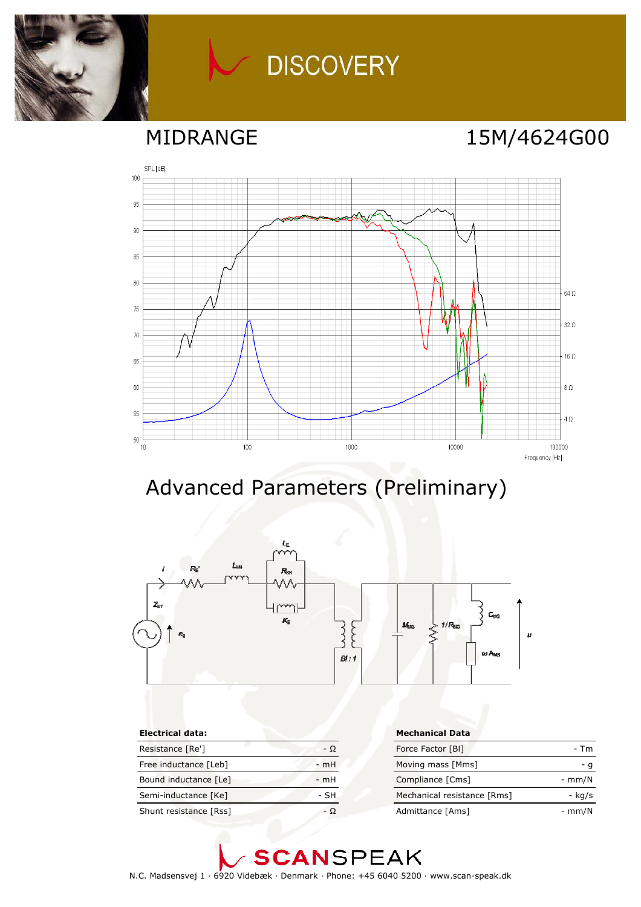DISCOVERY

# MIDRANGE

# 15M/4624G00

SPL [dB]

100
95
90
85
80
75
70
65
60
55
50

64 Ω
32 Ω
16 Ω
8 Ω
4 Ω

10
100
1000
10000
100000

Frequency [Hz]

## Advanced Parameters (Preliminary)

$i$ $R_E'$ $L_{eb}$ $L_E$ $R_{SS}$ $K_E$ $Z_{ET}$ $e_g$ $Bl : 1$ $M_{MS}$ $1/R_{MS}$ $C_{MS}$ $\omega A_{MS}$ $u$

| Electrical data: | |
|---|---|
| Resistance [Re'] | - Ω |
| Free inductance [Leb] | - mH |
| Bound inductance [Le] | - mH |
| Semi-inductance [Ke] | - SH |
| Shunt resistance [Rss] | - Ω |

| Mechanical Data | |
|---|---|
| Force Factor [Bl] | - Tm |
| Moving mass [Mms] | - g |
| Compliance [Cms] | - mm/N |
| Mechanical resistance [Rms] | - kg/s |
| Admittance [Ams] | - mm/N |

SCANSPEAK

N.C. Madsensvej 1 · 6920 Videbæk · Denmark · Phone: +45 6040 5200 · www.scan-speak.dk